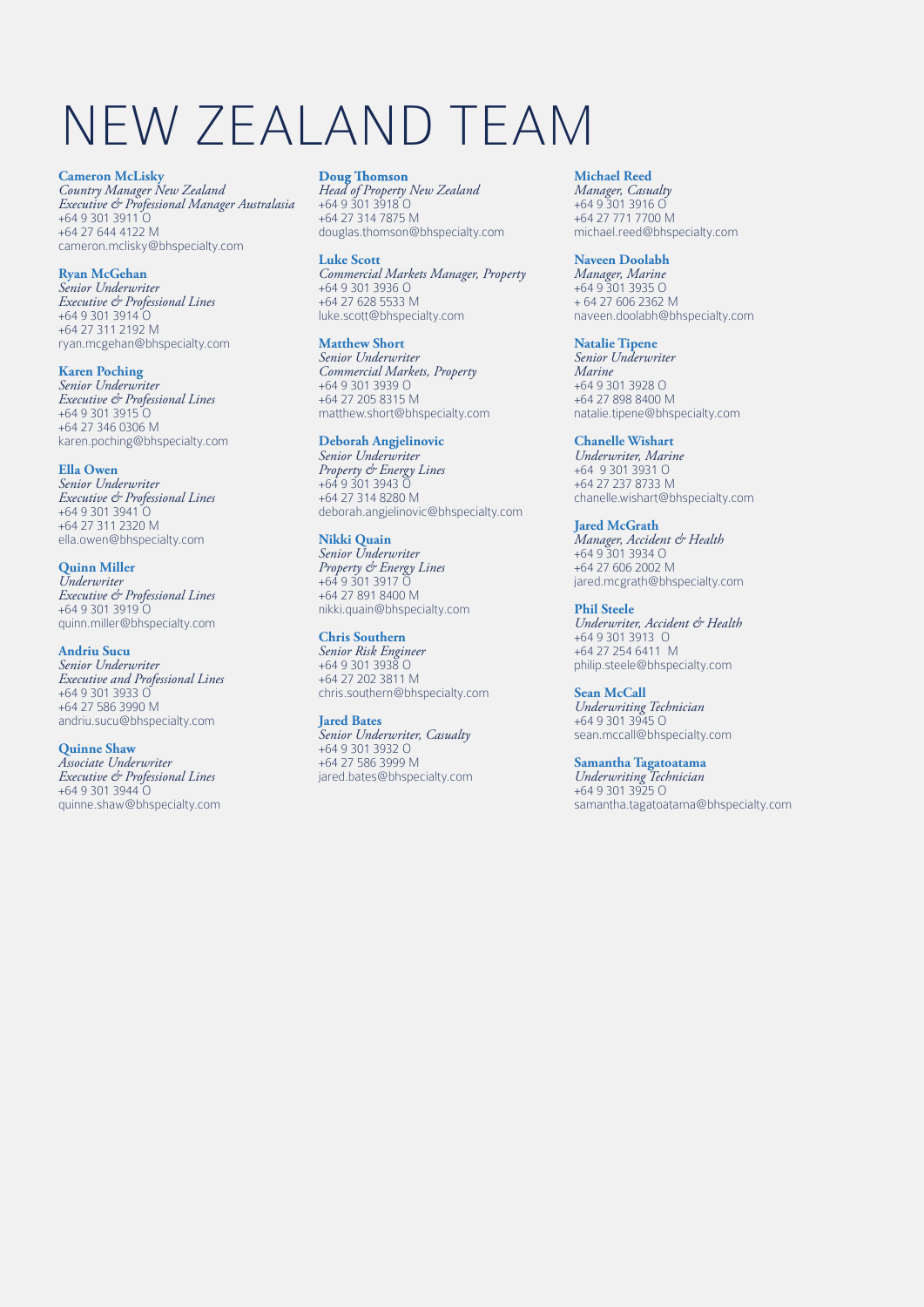# NEW ZEALAND TEAM

**Cameron McLisky**
*Country Manager New Zealand*
*Executive & Professional Manager Australasia*
+64 9 301 3911 O
+64 27 644 4122 M
cameron.mclisky@bhspecialty.com

**Ryan McGehan**
*Senior Underwriter*
*Executive & Professional Lines*
+64 9 301 3914 O
+64 27 311 2192 M
ryan.mcgehan@bhspecialty.com

**Karen Poching**
*Senior Underwriter*
*Executive & Professional Lines*
+64 9 301 3915 O
+64 27 346 0306 M
karen.poching@bhspecialty.com

**Ella Owen**
*Senior Underwriter*
*Executive & Professional Lines*
+64 9 301 3941 O
+64 27 311 2320 M
ella.owen@bhspecialty.com

**Quinn Miller**
*Underwriter*
*Executive & Professional Lines*
+64 9 301 3919 O
quinn.miller@bhspecialty.com

**Andriu Sucu**
*Senior Underwriter*
*Executive and Professional Lines*
+64 9 301 3933 O
+64 27 586 3990 M
andriu.sucu@bhspecialty.com

**Quinne Shaw**
*Associate Underwriter*
*Executive & Professional Lines*
+64 9 301 3944 O
quinne.shaw@bhspecialty.com

**Doug Thomson**
*Head of Property New Zealand*
+64 9 301 3918 O
+64 27 314 7875 M
douglas.thomson@bhspecialty.com

**Luke Scott**
*Commercial Markets Manager, Property*
+64 9 301 3936 O
+64 27 628 5533 M
luke.scott@bhspecialty.com

**Matthew Short**
*Senior Underwriter*
*Commercial Markets, Property*
+64 9 301 3939 O
+64 27 205 8315 M
matthew.short@bhspecialty.com

**Deborah Angjelinovic**
*Senior Underwriter*
*Property & Energy Lines*
+64 9 301 3943 O
+64 27 314 8280 M
deborah.angjelinovic@bhspecialty.com

**Nikki Quain**
*Senior Underwriter*
*Property & Energy Lines*
+64 9 301 3917 O
+64 27 891 8400 M
nikki.quain@bhspecialty.com

**Chris Southern**
*Senior Risk Engineer*
+64 9 301 3938 O
+64 27 202 3811 M
chris.southern@bhspecialty.com

**Jared Bates**
*Senior Underwriter, Casualty*
+64 9 301 3932 O
+64 27 586 3999 M
jared.bates@bhspecialty.com

**Michael Reed**
*Manager, Casualty*
+64 9 301 3916 O
+64 27 771 7700 M
michael.reed@bhspecialty.com

**Naveen Doolabh**
*Manager, Marine*
+64 9 301 3935 O
+ 64 27 606 2362 M
naveen.doolabh@bhspecialty.com

**Natalie Tipene**
*Senior Underwriter*
*Marine*
+64 9 301 3928 O
+64 27 898 8400 M
natalie.tipene@bhspecialty.com

**Chanelle Wishart**
*Underwriter, Marine*
+64 9 301 3931 O
+64 27 237 8733 M
chanelle.wishart@bhspecialty.com

**Jared McGrath**
*Manager, Accident & Health*
+64 9 301 3934 O
+64 27 606 2002 M
jared.mcgrath@bhspecialty.com

**Phil Steele**
*Underwriter, Accident & Health*
+64 9 301 3913 O
+64 27 254 6411 M
philip.steele@bhspecialty.com

**Sean McCall**
*Underwriting Technician*
+64 9 301 3945 O
sean.mccall@bhspecialty.com

**Samantha Tagatoatama**
*Underwriting Technician*
+64 9 301 3925 O
samantha.tagatoatama@bhspecialty.com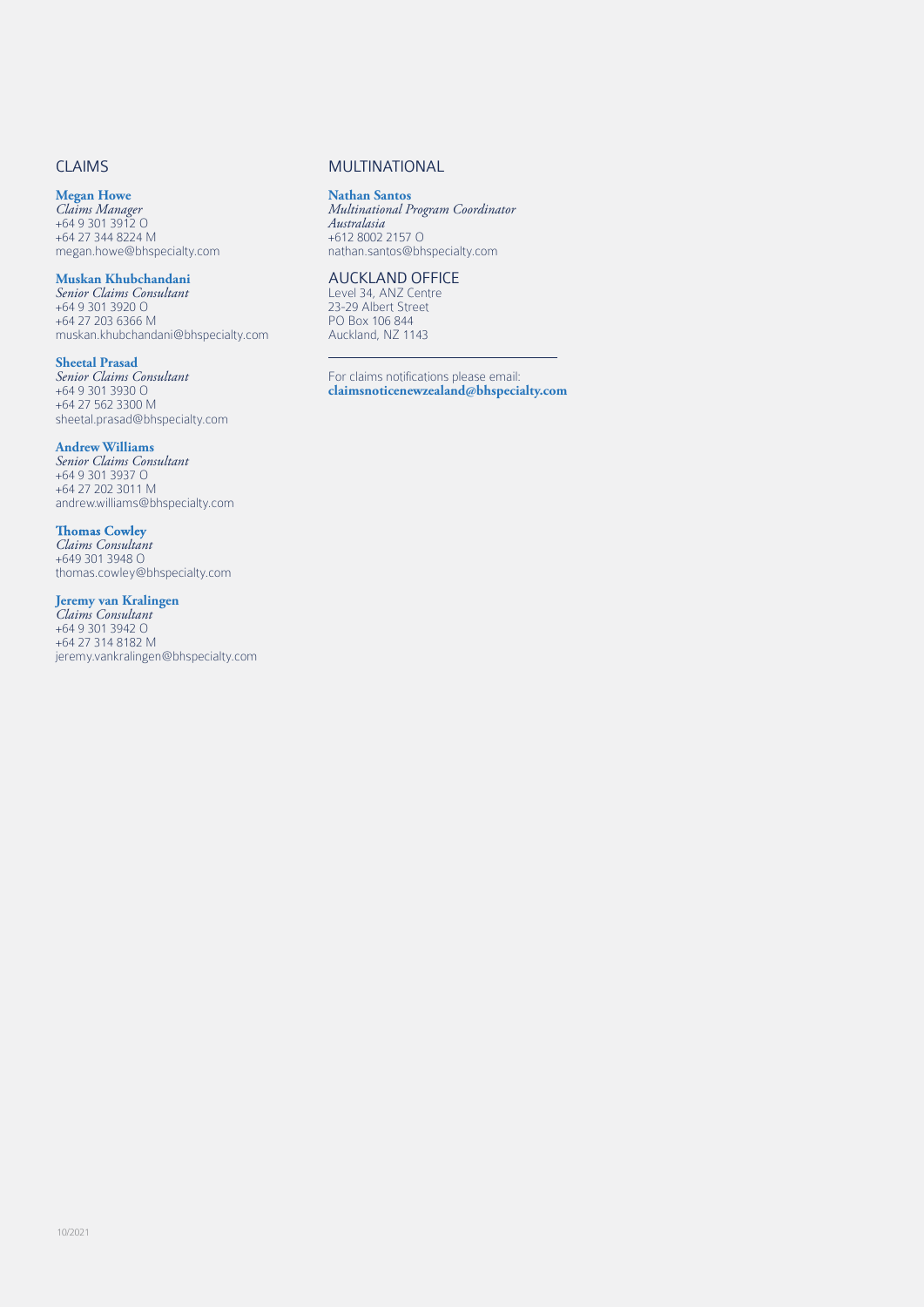## CLAIMS

**Megan Howe**
*Claims Manager*
+64 9 301 3912 O
+64 27 344 8224 M
megan.howe@bhspecialty.com

**Muskan Khubchandani**
*Senior Claims Consultant*
+64 9 301 3920 O
+64 27 203 6366 M
muskan.khubchandani@bhspecialty.com

**Sheetal Prasad**
*Senior Claims Consultant*
+64 9 301 3930 O
+64 27 562 3300 M
sheetal.prasad@bhspecialty.com

**Andrew Williams**
*Senior Claims Consultant*
+64 9 301 3937 O
+64 27 202 3011 M
andrew.williams@bhspecialty.com

**Thomas Cowley**
*Claims Consultant*
+649 301 3948 O
thomas.cowley@bhspecialty.com

**Jeremy van Kralingen**
*Claims Consultant*
+64 9 301 3942 O
+64 27 314 8182 M
jeremy.vankralingen@bhspecialty.com

## MULTINATIONAL

**Nathan Santos**
*Multinational Program Coordinator*
*Australasia*
+612 8002 2157 O
nathan.santos@bhspecialty.com

## AUCKLAND OFFICE

Level 34, ANZ Centre
23-29 Albert Street
PO Box 106 844
Auckland, NZ 1143

---

For claims notifications please email:
**claimsnoticenewzealand@bhspecialty.com**

10/2021